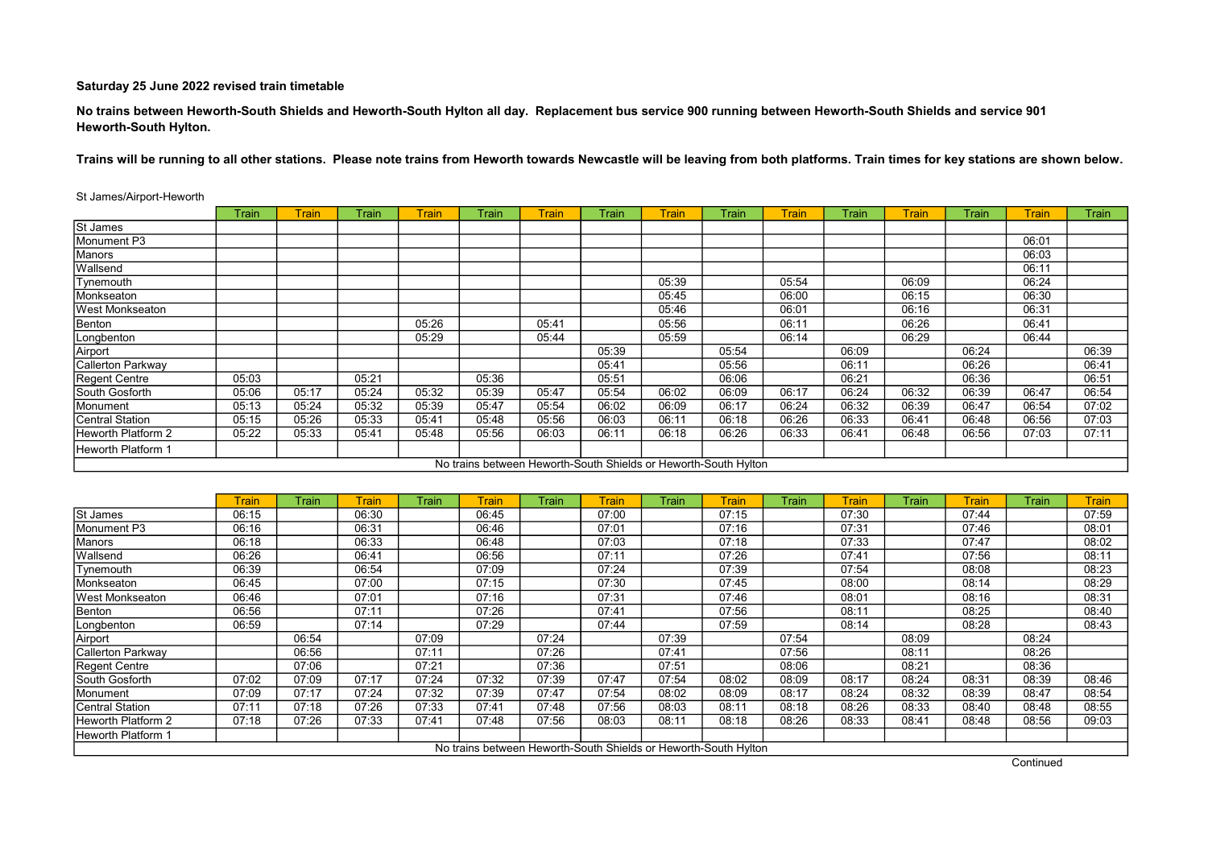**Saturday 25 June 2022 revised train timetable**

**No trains between Heworth-South Shields and Heworth-South Hylton all day. Replacement bus service 900 running between Heworth-South Shields and service 901 Heworth-South Hylton.**

**Trains will be running to all other stations. Please note trains from Heworth towards Newcastle will be leaving from both platforms. Train times for key stations are shown below.**

St James/Airport-Heworth

| | Train | Train | Train | Train | Train | Train | Train | Train | Train | Train | Train | Train | Train | Train | Train |
|---|---|---|---|---|---|---|---|---|---|---|---|---|---|---|---|
| St James | | | | | | | | | | | | | | | |
| Monument P3 | | | | | | | | | | | | | | 06:01 | |
| Manors | | | | | | | | | | | | | | 06:03 | |
| Wallsend | | | | | | | | | | | | | | 06:11 | |
| Tynemouth | | | | | | | | 05:39 | | 05:54 | | 06:09 | | 06:24 | |
| Monkseaton | | | | | | | | 05:45 | | 06:00 | | 06:15 | | 06:30 | |
| West Monkseaton | | | | | | | | 05:46 | | 06:01 | | 06:16 | | 06:31 | |
| Benton | | | | 05:26 | | 05:41 | | 05:56 | | 06:11 | | 06:26 | | 06:41 | |
| Longbenton | | | | 05:29 | | 05:44 | | 05:59 | | 06:14 | | 06:29 | | 06:44 | |
| Airport | | | | | | | 05:39 | | 05:54 | | 06:09 | | 06:24 | | 06:39 |
| Callerton Parkway | | | | | | | 05:41 | | 05:56 | | 06:11 | | 06:26 | | 06:41 |
| Regent Centre | 05:03 | | 05:21 | | 05:36 | | 05:51 | | 06:06 | | 06:21 | | 06:36 | | 06:51 |
| South Gosforth | 05:06 | 05:17 | 05:24 | 05:32 | 05:39 | 05:47 | 05:54 | 06:02 | 06:09 | 06:17 | 06:24 | 06:32 | 06:39 | 06:47 | 06:54 |
| Monument | 05:13 | 05:24 | 05:32 | 05:39 | 05:47 | 05:54 | 06:02 | 06:09 | 06:17 | 06:24 | 06:32 | 06:39 | 06:47 | 06:54 | 07:02 |
| Central Station | 05:15 | 05:26 | 05:33 | 05:41 | 05:48 | 05:56 | 06:03 | 06:11 | 06:18 | 06:26 | 06:33 | 06:41 | 06:48 | 06:56 | 07:03 |
| Heworth Platform 2 | 05:22 | 05:33 | 05:41 | 05:48 | 05:56 | 06:03 | 06:11 | 06:18 | 06:26 | 06:33 | 06:41 | 06:48 | 06:56 | 07:03 | 07:11 |
| Heworth Platform 1 | | | | | | | | | | | | | | | |

No trains between Heworth-South Shields or Heworth-South Hylton

| | Train | Train | Train | Train | Train | Train | Train | Train | Train | Train | Train | Train | Train | Train | Train |
|---|---|---|---|---|---|---|---|---|---|---|---|---|---|---|---|
| St James | 06:15 | | 06:30 | | 06:45 | | 07:00 | | 07:15 | | 07:30 | | 07:44 | | 07:59 |
| Monument P3 | 06:16 | | 06:31 | | 06:46 | | 07:01 | | 07:16 | | 07:31 | | 07:46 | | 08:01 |
| Manors | 06:18 | | 06:33 | | 06:48 | | 07:03 | | 07:18 | | 07:33 | | 07:47 | | 08:02 |
| Wallsend | 06:26 | | 06:41 | | 06:56 | | 07:11 | | 07:26 | | 07:41 | | 07:56 | | 08:11 |
| Tynemouth | 06:39 | | 06:54 | | 07:09 | | 07:24 | | 07:39 | | 07:54 | | 08:08 | | 08:23 |
| Monkseaton | 06:45 | | 07:00 | | 07:15 | | 07:30 | | 07:45 | | 08:00 | | 08:14 | | 08:29 |
| West Monkseaton | 06:46 | | 07:01 | | 07:16 | | 07:31 | | 07:46 | | 08:01 | | 08:16 | | 08:31 |
| Benton | 06:56 | | 07:11 | | 07:26 | | 07:41 | | 07:56 | | 08:11 | | 08:25 | | 08:40 |
| Longbenton | 06:59 | | 07:14 | | 07:29 | | 07:44 | | 07:59 | | 08:14 | | 08:28 | | 08:43 |
| Airport | | 06:54 | | 07:09 | | 07:24 | | 07:39 | | 07:54 | | 08:09 | | 08:24 | |
| Callerton Parkway | | 06:56 | | 07:11 | | 07:26 | | 07:41 | | 07:56 | | 08:11 | | 08:26 | |
| Regent Centre | | 07:06 | | 07:21 | | 07:36 | | 07:51 | | 08:06 | | 08:21 | | 08:36 | |
| South Gosforth | 07:02 | 07:09 | 07:17 | 07:24 | 07:32 | 07:39 | 07:47 | 07:54 | 08:02 | 08:09 | 08:17 | 08:24 | 08:31 | 08:39 | 08:46 |
| Monument | 07:09 | 07:17 | 07:24 | 07:32 | 07:39 | 07:47 | 07:54 | 08:02 | 08:09 | 08:17 | 08:24 | 08:32 | 08:39 | 08:47 | 08:54 |
| Central Station | 07:11 | 07:18 | 07:26 | 07:33 | 07:41 | 07:48 | 07:56 | 08:03 | 08:11 | 08:18 | 08:26 | 08:33 | 08:40 | 08:48 | 08:55 |
| Heworth Platform 2 | 07:18 | 07:26 | 07:33 | 07:41 | 07:48 | 07:56 | 08:03 | 08:11 | 08:18 | 08:26 | 08:33 | 08:41 | 08:48 | 08:56 | 09:03 |
| Heworth Platform 1 | | | | | | | | | | | | | | | |

No trains between Heworth-South Shields or Heworth-South Hylton

Continued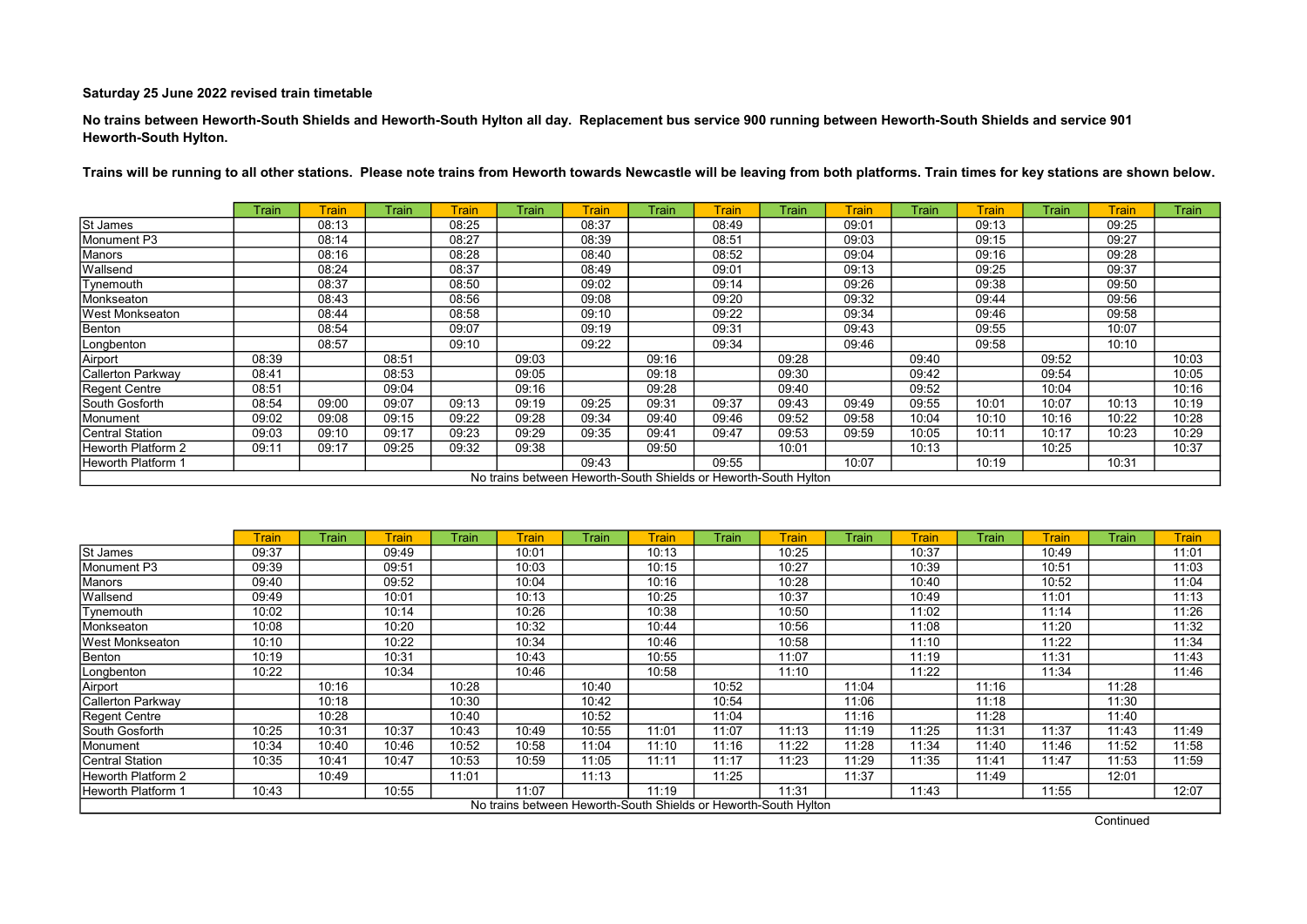**Saturday 25 June 2022 revised train timetable**

**No trains between Heworth-South Shields and Heworth-South Hylton all day. Replacement bus service 900 running between Heworth-South Shields and service 901 Heworth-South Hylton.**

**Trains will be running to all other stations. Please note trains from Heworth towards Newcastle will be leaving from both platforms. Train times for key stations are shown below.**

| | Train | Train | Train | Train | Train | Train | Train | Train | Train | Train | Train | Train | Train | Train | Train |
|---|---|---|---|---|---|---|---|---|---|---|---|---|---|---|---|
| St James | | 08:13 | | 08:25 | | 08:37 | | 08:49 | | 09:01 | | 09:13 | | 09:25 | |
| Monument P3 | | 08:14 | | 08:27 | | 08:39 | | 08:51 | | 09:03 | | 09:15 | | 09:27 | |
| Manors | | 08:16 | | 08:28 | | 08:40 | | 08:52 | | 09:04 | | 09:16 | | 09:28 | |
| Wallsend | | 08:24 | | 08:37 | | 08:49 | | 09:01 | | 09:13 | | 09:25 | | 09:37 | |
| Tynemouth | | 08:37 | | 08:50 | | 09:02 | | 09:14 | | 09:26 | | 09:38 | | 09:50 | |
| Monkseaton | | 08:43 | | 08:56 | | 09:08 | | 09:20 | | 09:32 | | 09:44 | | 09:56 | |
| West Monkseaton | | 08:44 | | 08:58 | | 09:10 | | 09:22 | | 09:34 | | 09:46 | | 09:58 | |
| Benton | | 08:54 | | 09:07 | | 09:19 | | 09:31 | | 09:43 | | 09:55 | | 10:07 | |
| Longbenton | | 08:57 | | 09:10 | | 09:22 | | 09:34 | | 09:46 | | 09:58 | | 10:10 | |
| Airport | 08:39 | | 08:51 | | 09:03 | | 09:16 | | 09:28 | | 09:40 | | 09:52 | | 10:03 |
| Callerton Parkway | 08:41 | | 08:53 | | 09:05 | | 09:18 | | 09:30 | | 09:42 | | 09:54 | | 10:05 |
| Regent Centre | 08:51 | | 09:04 | | 09:16 | | 09:28 | | 09:40 | | 09:52 | | 10:04 | | 10:16 |
| South Gosforth | 08:54 | 09:00 | 09:07 | 09:13 | 09:19 | 09:25 | 09:31 | 09:37 | 09:43 | 09:49 | 09:55 | 10:01 | 10:07 | 10:13 | 10:19 |
| Monument | 09:02 | 09:08 | 09:15 | 09:22 | 09:28 | 09:34 | 09:40 | 09:46 | 09:52 | 09:58 | 10:04 | 10:10 | 10:16 | 10:22 | 10:28 |
| Central Station | 09:03 | 09:10 | 09:17 | 09:23 | 09:29 | 09:35 | 09:41 | 09:47 | 09:53 | 09:59 | 10:05 | 10:11 | 10:17 | 10:23 | 10:29 |
| Heworth Platform 2 | 09:11 | 09:17 | 09:25 | 09:32 | 09:38 | | 09:50 | | 10:01 | | 10:13 | | 10:25 | | 10:37 |
| Heworth Platform 1 | | | | | | 09:43 | | 09:55 | | 10:07 | | 10:19 | | 10:31 | |
| No trains between Heworth-South Shields or Heworth-South Hylton | | | | | | | | | | | | | | | |

| | Train | Train | Train | Train | Train | Train | Train | Train | Train | Train | Train | Train | Train | Train | Train |
|---|---|---|---|---|---|---|---|---|---|---|---|---|---|---|---|
| St James | 09:37 | | 09:49 | | 10:01 | | 10:13 | | 10:25 | | 10:37 | | 10:49 | | 11:01 |
| Monument P3 | 09:39 | | 09:51 | | 10:03 | | 10:15 | | 10:27 | | 10:39 | | 10:51 | | 11:03 |
| Manors | 09:40 | | 09:52 | | 10:04 | | 10:16 | | 10:28 | | 10:40 | | 10:52 | | 11:04 |
| Wallsend | 09:49 | | 10:01 | | 10:13 | | 10:25 | | 10:37 | | 10:49 | | 11:01 | | 11:13 |
| Tynemouth | 10:02 | | 10:14 | | 10:26 | | 10:38 | | 10:50 | | 11:02 | | 11:14 | | 11:26 |
| Monkseaton | 10:08 | | 10:20 | | 10:32 | | 10:44 | | 10:56 | | 11:08 | | 11:20 | | 11:32 |
| West Monkseaton | 10:10 | | 10:22 | | 10:34 | | 10:46 | | 10:58 | | 11:10 | | 11:22 | | 11:34 |
| Benton | 10:19 | | 10:31 | | 10:43 | | 10:55 | | 11:07 | | 11:19 | | 11:31 | | 11:43 |
| Longbenton | 10:22 | | 10:34 | | 10:46 | | 10:58 | | 11:10 | | 11:22 | | 11:34 | | 11:46 |
| Airport | | 10:16 | | 10:28 | | 10:40 | | 10:52 | | 11:04 | | 11:16 | | 11:28 | |
| Callerton Parkway | | 10:18 | | 10:30 | | 10:42 | | 10:54 | | 11:06 | | 11:18 | | 11:30 | |
| Regent Centre | | 10:28 | | 10:40 | | 10:52 | | 11:04 | | 11:16 | | 11:28 | | 11:40 | |
| South Gosforth | 10:25 | 10:31 | 10:37 | 10:43 | 10:49 | 10:55 | 11:01 | 11:07 | 11:13 | 11:19 | 11:25 | 11:31 | 11:37 | 11:43 | 11:49 |
| Monument | 10:34 | 10:40 | 10:46 | 10:52 | 10:58 | 11:04 | 11:10 | 11:16 | 11:22 | 11:28 | 11:34 | 11:40 | 11:46 | 11:52 | 11:58 |
| Central Station | 10:35 | 10:41 | 10:47 | 10:53 | 10:59 | 11:05 | 11:11 | 11:17 | 11:23 | 11:29 | 11:35 | 11:41 | 11:47 | 11:53 | 11:59 |
| Heworth Platform 2 | | 10:49 | | 11:01 | | 11:13 | | 11:25 | | 11:37 | | 11:49 | | 12:01 | |
| Heworth Platform 1 | 10:43 | | 10:55 | | 11:07 | | 11:19 | | 11:31 | | 11:43 | | 11:55 | | 12:07 |
| No trains between Heworth-South Shields or Heworth-South Hylton | | | | | | | | | | | | | | | |

Continued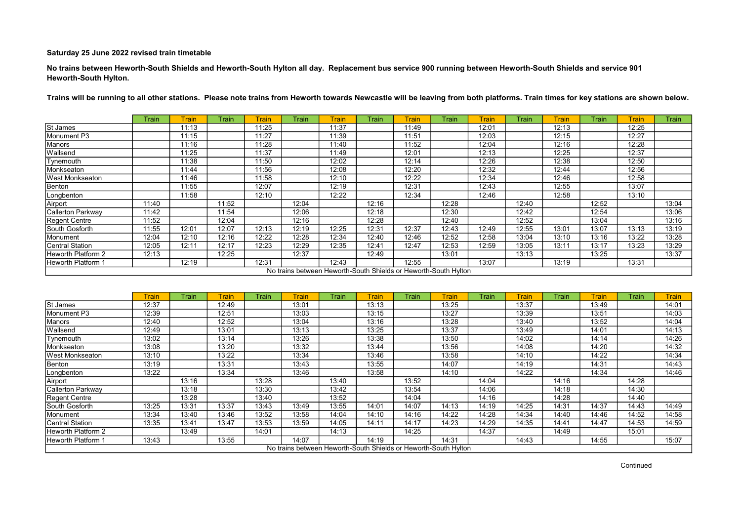**Saturday 25 June 2022 revised train timetable**

**No trains between Heworth-South Shields and Heworth-South Hylton all day. Replacement bus service 900 running between Heworth-South Shields and service 901 Heworth-South Hylton.**

**Trains will be running to all other stations. Please note trains from Heworth towards Newcastle will be leaving from both platforms. Train times for key stations are shown below.**

| | Train | Train | Train | Train | Train | Train | Train | Train | Train | Train | Train | Train | Train | Train | Train |
|---|---|---|---|---|---|---|---|---|---|---|---|---|---|---|---|
| St James | | 11:13 | | 11:25 | | 11:37 | | 11:49 | | 12:01 | | 12:13 | | 12:25 | |
| Monument P3 | | 11:15 | | 11:27 | | 11:39 | | 11:51 | | 12:03 | | 12:15 | | 12:27 | |
| Manors | | 11:16 | | 11:28 | | 11:40 | | 11:52 | | 12:04 | | 12:16 | | 12:28 | |
| Wallsend | | 11:25 | | 11:37 | | 11:49 | | 12:01 | | 12:13 | | 12:25 | | 12:37 | |
| Tynemouth | | 11:38 | | 11:50 | | 12:02 | | 12:14 | | 12:26 | | 12:38 | | 12:50 | |
| Monkseaton | | 11:44 | | 11:56 | | 12:08 | | 12:20 | | 12:32 | | 12:44 | | 12:56 | |
| West Monkseaton | | 11:46 | | 11:58 | | 12:10 | | 12:22 | | 12:34 | | 12:46 | | 12:58 | |
| Benton | | 11:55 | | 12:07 | | 12:19 | | 12:31 | | 12:43 | | 12:55 | | 13:07 | |
| Longbenton | | 11:58 | | 12:10 | | 12:22 | | 12:34 | | 12:46 | | 12:58 | | 13:10 | |
| Airport | 11:40 | | 11:52 | | 12:04 | | 12:16 | | 12:28 | | 12:40 | | 12:52 | | 13:04 |
| Callerton Parkway | 11:42 | | 11:54 | | 12:06 | | 12:18 | | 12:30 | | 12:42 | | 12:54 | | 13:06 |
| Regent Centre | 11:52 | | 12:04 | | 12:16 | | 12:28 | | 12:40 | | 12:52 | | 13:04 | | 13:16 |
| South Gosforth | 11:55 | 12:01 | 12:07 | 12:13 | 12:19 | 12:25 | 12:31 | 12:37 | 12:43 | 12:49 | 12:55 | 13:01 | 13:07 | 13:13 | 13:19 |
| Monument | 12:04 | 12:10 | 12:16 | 12:22 | 12:28 | 12:34 | 12:40 | 12:46 | 12:52 | 12:58 | 13:04 | 13:10 | 13:16 | 13:22 | 13:28 |
| Central Station | 12:05 | 12:11 | 12:17 | 12:23 | 12:29 | 12:35 | 12:41 | 12:47 | 12:53 | 12:59 | 13:05 | 13:11 | 13:17 | 13:23 | 13:29 |
| Heworth Platform 2 | 12:13 | | 12:25 | | 12:37 | | 12:49 | | 13:01 | | 13:13 | | 13:25 | | 13:37 |
| Heworth Platform 1 | | 12:19 | | 12:31 | | 12:43 | | 12:55 | | 13:07 | | 13:19 | | 13:31 | |

No trains between Heworth-South Shields or Heworth-South Hylton

| | Train | Train | Train | Train | Train | Train | Train | Train | Train | Train | Train | Train | Train | Train | Train |
|---|---|---|---|---|---|---|---|---|---|---|---|---|---|---|---|
| St James | 12:37 | | 12:49 | | 13:01 | | 13:13 | | 13:25 | | 13:37 | | 13:49 | | 14:01 |
| Monument P3 | 12:39 | | 12:51 | | 13:03 | | 13:15 | | 13:27 | | 13:39 | | 13:51 | | 14:03 |
| Manors | 12:40 | | 12:52 | | 13:04 | | 13:16 | | 13:28 | | 13:40 | | 13:52 | | 14:04 |
| Wallsend | 12:49 | | 13:01 | | 13:13 | | 13:25 | | 13:37 | | 13:49 | | 14:01 | | 14:13 |
| Tynemouth | 13:02 | | 13:14 | | 13:26 | | 13:38 | | 13:50 | | 14:02 | | 14:14 | | 14:26 |
| Monkseaton | 13:08 | | 13:20 | | 13:32 | | 13:44 | | 13:56 | | 14:08 | | 14:20 | | 14:32 |
| West Monkseaton | 13:10 | | 13:22 | | 13:34 | | 13:46 | | 13:58 | | 14:10 | | 14:22 | | 14:34 |
| Benton | 13:19 | | 13:31 | | 13:43 | | 13:55 | | 14:07 | | 14:19 | | 14:31 | | 14:43 |
| Longbenton | 13:22 | | 13:34 | | 13:46 | | 13:58 | | 14:10 | | 14:22 | | 14:34 | | 14:46 |
| Airport | | 13:16 | | 13:28 | | 13:40 | | 13:52 | | 14:04 | | 14:16 | | 14:28 | |
| Callerton Parkway | | 13:18 | | 13:30 | | 13:42 | | 13:54 | | 14:06 | | 14:18 | | 14:30 | |
| Regent Centre | | 13:28 | | 13:40 | | 13:52 | | 14:04 | | 14:16 | | 14:28 | | 14:40 | |
| South Gosforth | 13:25 | 13:31 | 13:37 | 13:43 | 13:49 | 13:55 | 14:01 | 14:07 | 14:13 | 14:19 | 14:25 | 14:31 | 14:37 | 14:43 | 14:49 |
| Monument | 13:34 | 13:40 | 13:46 | 13:52 | 13:58 | 14:04 | 14:10 | 14:16 | 14:22 | 14:28 | 14:34 | 14:40 | 14:46 | 14:52 | 14:58 |
| Central Station | 13:35 | 13:41 | 13:47 | 13:53 | 13:59 | 14:05 | 14:11 | 14:17 | 14:23 | 14:29 | 14:35 | 14:41 | 14:47 | 14:53 | 14:59 |
| Heworth Platform 2 | | 13:49 | | 14:01 | | 14:13 | | 14:25 | | 14:37 | | 14:49 | | 15:01 | |
| Heworth Platform 1 | 13:43 | | 13:55 | | 14:07 | | 14:19 | | 14:31 | | 14:43 | | 14:55 | | 15:07 |

No trains between Heworth-South Shields or Heworth-South Hylton

Continued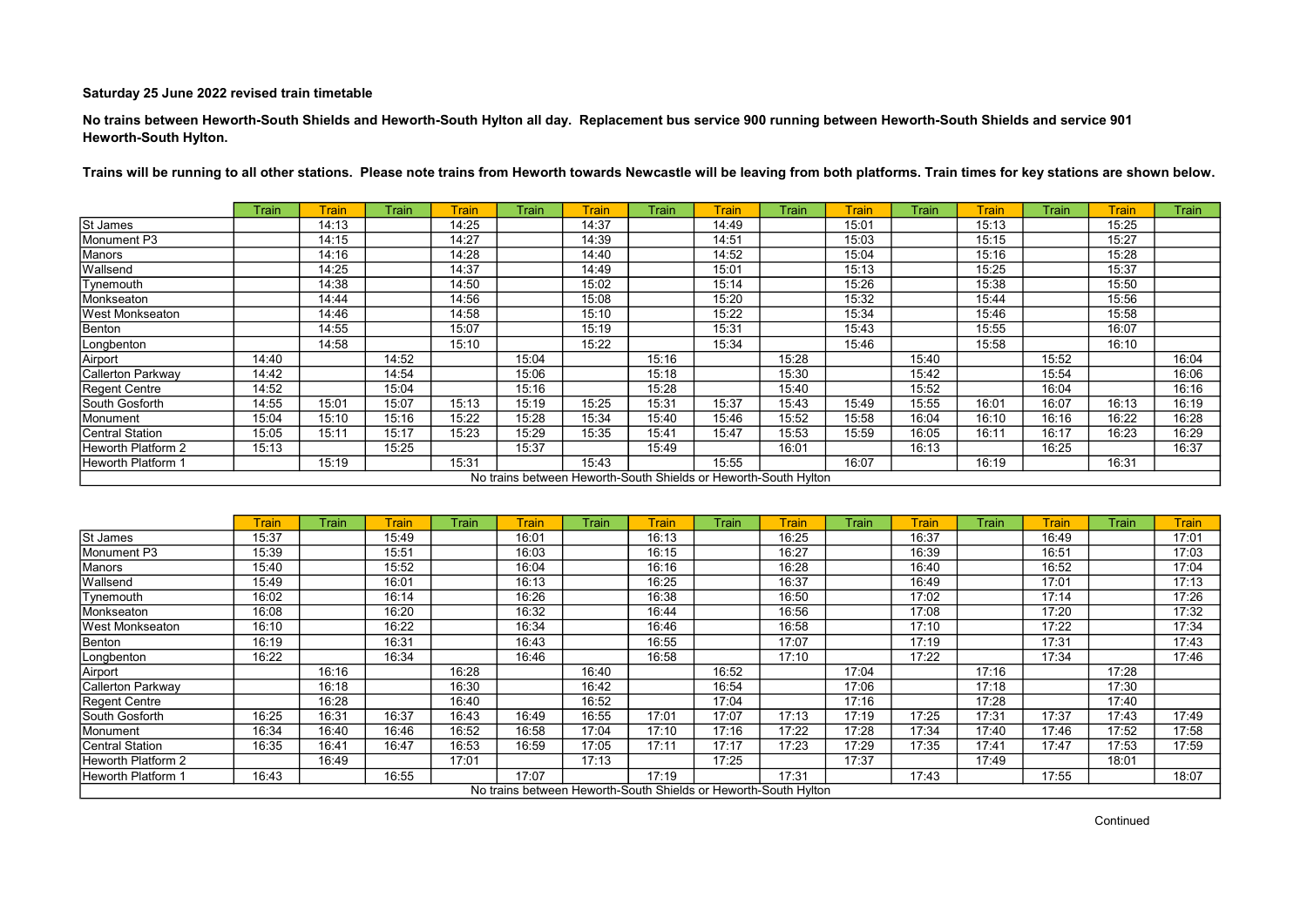**Saturday 25 June 2022 revised train timetable**

**No trains between Heworth-South Shields and Heworth-South Hylton all day. Replacement bus service 900 running between Heworth-South Shields and service 901 Heworth-South Hylton.**

**Trains will be running to all other stations. Please note trains from Heworth towards Newcastle will be leaving from both platforms. Train times for key stations are shown below.**

| | Train | Train | Train | Train | Train | Train | Train | Train | Train | Train | Train | Train | Train | Train | Train |
|---|---|---|---|---|---|---|---|---|---|---|---|---|---|---|---|
| St James | | 14:13 | | 14:25 | | 14:37 | | 14:49 | | 15:01 | | 15:13 | | 15:25 | |
| Monument P3 | | 14:15 | | 14:27 | | 14:39 | | 14:51 | | 15:03 | | 15:15 | | 15:27 | |
| Manors | | 14:16 | | 14:28 | | 14:40 | | 14:52 | | 15:04 | | 15:16 | | 15:28 | |
| Wallsend | | 14:25 | | 14:37 | | 14:49 | | 15:01 | | 15:13 | | 15:25 | | 15:37 | |
| Tynemouth | | 14:38 | | 14:50 | | 15:02 | | 15:14 | | 15:26 | | 15:38 | | 15:50 | |
| Monkseaton | | 14:44 | | 14:56 | | 15:08 | | 15:20 | | 15:32 | | 15:44 | | 15:56 | |
| West Monkseaton | | 14:46 | | 14:58 | | 15:10 | | 15:22 | | 15:34 | | 15:46 | | 15:58 | |
| Benton | | 14:55 | | 15:07 | | 15:19 | | 15:31 | | 15:43 | | 15:55 | | 16:07 | |
| Longbenton | | 14:58 | | 15:10 | | 15:22 | | 15:34 | | 15:46 | | 15:58 | | 16:10 | |
| Airport | 14:40 | | 14:52 | | 15:04 | | 15:16 | | 15:28 | | 15:40 | | 15:52 | | 16:04 |
| Callerton Parkway | 14:42 | | 14:54 | | 15:06 | | 15:18 | | 15:30 | | 15:42 | | 15:54 | | 16:06 |
| Regent Centre | 14:52 | | 15:04 | | 15:16 | | 15:28 | | 15:40 | | 15:52 | | 16:04 | | 16:16 |
| South Gosforth | 14:55 | 15:01 | 15:07 | 15:13 | 15:19 | 15:25 | 15:31 | 15:37 | 15:43 | 15:49 | 15:55 | 16:01 | 16:07 | 16:13 | 16:19 |
| Monument | 15:04 | 15:10 | 15:16 | 15:22 | 15:28 | 15:34 | 15:40 | 15:46 | 15:52 | 15:58 | 16:04 | 16:10 | 16:16 | 16:22 | 16:28 |
| Central Station | 15:05 | 15:11 | 15:17 | 15:23 | 15:29 | 15:35 | 15:41 | 15:47 | 15:53 | 15:59 | 16:05 | 16:11 | 16:17 | 16:23 | 16:29 |
| Heworth Platform 2 | 15:13 | | 15:25 | | 15:37 | | 15:49 | | 16:01 | | 16:13 | | 16:25 | | 16:37 |
| Heworth Platform 1 | | 15:19 | | 15:31 | | 15:43 | | 15:55 | | 16:07 | | 16:19 | | 16:31 | |
| No trains between Heworth-South Shields or Heworth-South Hylton | | | | | | | | | | | | | | | |

| | Train | Train | Train | Train | Train | Train | Train | Train | Train | Train | Train | Train | Train | Train | Train |
|---|---|---|---|---|---|---|---|---|---|---|---|---|---|---|---|
| St James | 15:37 | | 15:49 | | 16:01 | | 16:13 | | 16:25 | | 16:37 | | 16:49 | | 17:01 |
| Monument P3 | 15:39 | | 15:51 | | 16:03 | | 16:15 | | 16:27 | | 16:39 | | 16:51 | | 17:03 |
| Manors | 15:40 | | 15:52 | | 16:04 | | 16:16 | | 16:28 | | 16:40 | | 16:52 | | 17:04 |
| Wallsend | 15:49 | | 16:01 | | 16:13 | | 16:25 | | 16:37 | | 16:49 | | 17:01 | | 17:13 |
| Tynemouth | 16:02 | | 16:14 | | 16:26 | | 16:38 | | 16:50 | | 17:02 | | 17:14 | | 17:26 |
| Monkseaton | 16:08 | | 16:20 | | 16:32 | | 16:44 | | 16:56 | | 17:08 | | 17:20 | | 17:32 |
| West Monkseaton | 16:10 | | 16:22 | | 16:34 | | 16:46 | | 16:58 | | 17:10 | | 17:22 | | 17:34 |
| Benton | 16:19 | | 16:31 | | 16:43 | | 16:55 | | 17:07 | | 17:19 | | 17:31 | | 17:43 |
| Longbenton | 16:22 | | 16:34 | | 16:46 | | 16:58 | | 17:10 | | 17:22 | | 17:34 | | 17:46 |
| Airport | | 16:16 | | 16:28 | | 16:40 | | 16:52 | | 17:04 | | 17:16 | | 17:28 | |
| Callerton Parkway | | 16:18 | | 16:30 | | 16:42 | | 16:54 | | 17:06 | | 17:18 | | 17:30 | |
| Regent Centre | | 16:28 | | 16:40 | | 16:52 | | 17:04 | | 17:16 | | 17:28 | | 17:40 | |
| South Gosforth | 16:25 | 16:31 | 16:37 | 16:43 | 16:49 | 16:55 | 17:01 | 17:07 | 17:13 | 17:19 | 17:25 | 17:31 | 17:37 | 17:43 | 17:49 |
| Monument | 16:34 | 16:40 | 16:46 | 16:52 | 16:58 | 17:04 | 17:10 | 17:16 | 17:22 | 17:28 | 17:34 | 17:40 | 17:46 | 17:52 | 17:58 |
| Central Station | 16:35 | 16:41 | 16:47 | 16:53 | 16:59 | 17:05 | 17:11 | 17:17 | 17:23 | 17:29 | 17:35 | 17:41 | 17:47 | 17:53 | 17:59 |
| Heworth Platform 2 | | 16:49 | | 17:01 | | 17:13 | | 17:25 | | 17:37 | | 17:49 | | 18:01 | |
| Heworth Platform 1 | 16:43 | | 16:55 | | 17:07 | | 17:19 | | 17:31 | | 17:43 | | 17:55 | | 18:07 |
| No trains between Heworth-South Shields or Heworth-South Hylton | | | | | | | | | | | | | | | |

Continued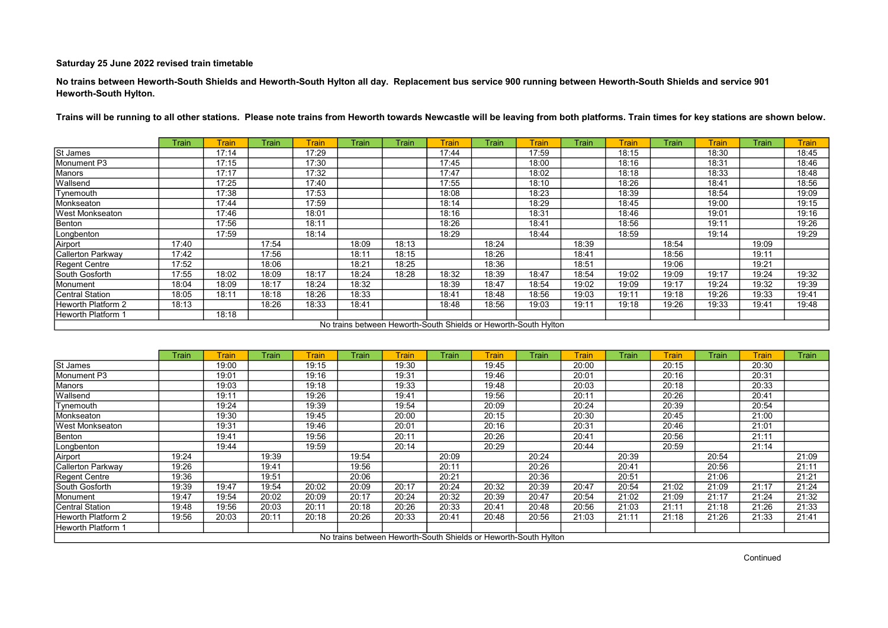Saturday 25 June 2022 revised train timetable

**No trains between Heworth-South Shields and Heworth-South Hylton all day. Replacement bus service 900 running between Heworth-South Shields and service 901 Heworth-South Hylton.**

**Trains will be running to all other stations. Please note trains from Heworth towards Newcastle will be leaving from both platforms. Train times for key stations are shown below.**

| | Train | Train | Train | Train | Train | Train | Train | Train | Train | Train | Train | Train | Train | Train | Train |
|---|---|---|---|---|---|---|---|---|---|---|---|---|---|---|---|
| St James | | 17:14 | | 17:29 | | | 17:44 | | 17:59 | | 18:15 | | 18:30 | | 18:45 |
| Monument P3 | | 17:15 | | 17:30 | | | 17:45 | | 18:00 | | 18:16 | | 18:31 | | 18:46 |
| Manors | | 17:17 | | 17:32 | | | 17:47 | | 18:02 | | 18:18 | | 18:33 | | 18:48 |
| Wallsend | | 17:25 | | 17:40 | | | 17:55 | | 18:10 | | 18:26 | | 18:41 | | 18:56 |
| Tynemouth | | 17:38 | | 17:53 | | | 18:08 | | 18:23 | | 18:39 | | 18:54 | | 19:09 |
| Monkseaton | | 17:44 | | 17:59 | | | 18:14 | | 18:29 | | 18:45 | | 19:00 | | 19:15 |
| West Monkseaton | | 17:46 | | 18:01 | | | 18:16 | | 18:31 | | 18:46 | | 19:01 | | 19:16 |
| Benton | | 17:56 | | 18:11 | | | 18:26 | | 18:41 | | 18:56 | | 19:11 | | 19:26 |
| Longbenton | | 17:59 | | 18:14 | | | 18:29 | | 18:44 | | 18:59 | | 19:14 | | 19:29 |
| Airport | 17:40 | | 17:54 | | 18:09 | 18:13 | | 18:24 | | 18:39 | | 18:54 | | 19:09 | |
| Callerton Parkway | 17:42 | | 17:56 | | 18:11 | 18:15 | | 18:26 | | 18:41 | | 18:56 | | 19:11 | |
| Regent Centre | 17:52 | | 18:06 | | 18:21 | 18:25 | | 18:36 | | 18:51 | | 19:06 | | 19:21 | |
| South Gosforth | 17:55 | 18:02 | 18:09 | 18:17 | 18:24 | 18:28 | 18:32 | 18:39 | 18:47 | 18:54 | 19:02 | 19:09 | 19:17 | 19:24 | 19:32 |
| Monument | 18:04 | 18:09 | 18:17 | 18:24 | 18:32 | | 18:39 | 18:47 | 18:54 | 19:02 | 19:09 | 19:17 | 19:24 | 19:32 | 19:39 |
| Central Station | 18:05 | 18:11 | 18:18 | 18:26 | 18:33 | | 18:41 | 18:48 | 18:56 | 19:03 | 19:11 | 19:18 | 19:26 | 19:33 | 19:41 |
| Heworth Platform 2 | 18:13 | | 18:26 | 18:33 | 18:41 | | 18:48 | 18:56 | 19:03 | 19:11 | 19:18 | 19:26 | 19:33 | 19:41 | 19:48 |
| Heworth Platform 1 | | 18:18 | | | | | | | | | | | | | |
| No trains between Heworth-South Shields or Heworth-South Hylton | | | | | | | | | | | | | | | |

| | Train | Train | Train | Train | Train | Train | Train | Train | Train | Train | Train | Train | Train | Train | Train |
|---|---|---|---|---|---|---|---|---|---|---|---|---|---|---|---|
| St James | | 19:00 | | 19:15 | | 19:30 | | 19:45 | | 20:00 | | 20:15 | | 20:30 | |
| Monument P3 | | 19:01 | | 19:16 | | 19:31 | | 19:46 | | 20:01 | | 20:16 | | 20:31 | |
| Manors | | 19:03 | | 19:18 | | 19:33 | | 19:48 | | 20:03 | | 20:18 | | 20:33 | |
| Wallsend | | 19:11 | | 19:26 | | 19:41 | | 19:56 | | 20:11 | | 20:26 | | 20:41 | |
| Tynemouth | | 19:24 | | 19:39 | | 19:54 | | 20:09 | | 20:24 | | 20:39 | | 20:54 | |
| Monkseaton | | 19:30 | | 19:45 | | 20:00 | | 20:15 | | 20:30 | | 20:45 | | 21:00 | |
| West Monkseaton | | 19:31 | | 19:46 | | 20:01 | | 20:16 | | 20:31 | | 20:46 | | 21:01 | |
| Benton | | 19:41 | | 19:56 | | 20:11 | | 20:26 | | 20:41 | | 20:56 | | 21:11 | |
| Longbenton | | 19:44 | | 19:59 | | 20:14 | | 20:29 | | 20:44 | | 20:59 | | 21:14 | |
| Airport | 19:24 | | 19:39 | | 19:54 | | 20:09 | | 20:24 | | 20:39 | | 20:54 | | 21:09 |
| Callerton Parkway | 19:26 | | 19:41 | | 19:56 | | 20:11 | | 20:26 | | 20:41 | | 20:56 | | 21:11 |
| Regent Centre | 19:36 | | 19:51 | | 20:06 | | 20:21 | | 20:36 | | 20:51 | | 21:06 | | 21:21 |
| South Gosforth | 19:39 | 19:47 | 19:54 | 20:02 | 20:09 | 20:17 | 20:24 | 20:32 | 20:39 | 20:47 | 20:54 | 21:02 | 21:09 | 21:17 | 21:24 |
| Monument | 19:47 | 19:54 | 20:02 | 20:09 | 20:17 | 20:24 | 20:32 | 20:39 | 20:47 | 20:54 | 21:02 | 21:09 | 21:17 | 21:24 | 21:32 |
| Central Station | 19:48 | 19:56 | 20:03 | 20:11 | 20:18 | 20:26 | 20:33 | 20:41 | 20:48 | 20:56 | 21:03 | 21:11 | 21:18 | 21:26 | 21:33 |
| Heworth Platform 2 | 19:56 | 20:03 | 20:11 | 20:18 | 20:26 | 20:33 | 20:41 | 20:48 | 20:56 | 21:03 | 21:11 | 21:18 | 21:26 | 21:33 | 21:41 |
| Heworth Platform 1 | | | | | | | | | | | | | | | |
| No trains between Heworth-South Shields or Heworth-South Hylton | | | | | | | | | | | | | | | |

Continued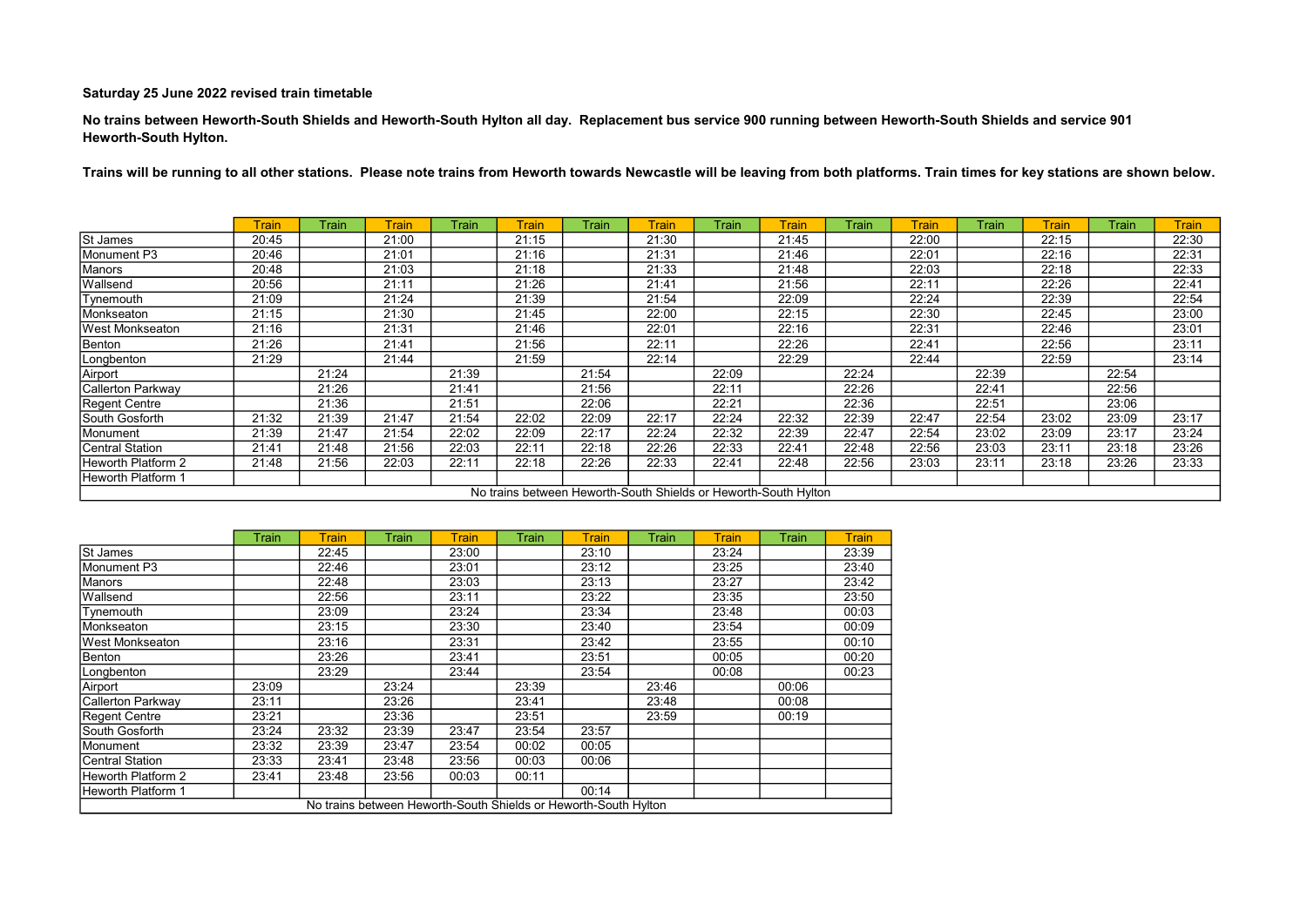**Saturday 25 June 2022 revised train timetable**

**No trains between Heworth-South Shields and Heworth-South Hylton all day. Replacement bus service 900 running between Heworth-South Shields and service 901 Heworth-South Hylton.**

**Trains will be running to all other stations. Please note trains from Heworth towards Newcastle will be leaving from both platforms. Train times for key stations are shown below.**

| | Train | Train | Train | Train | Train | Train | Train | Train | Train | Train | Train | Train | Train | Train | Train |
|---|---|---|---|---|---|---|---|---|---|---|---|---|---|---|---|
| St James | 20:45 | | 21:00 | | 21:15 | | 21:30 | | 21:45 | | 22:00 | | 22:15 | | 22:30 |
| Monument P3 | 20:46 | | 21:01 | | 21:16 | | 21:31 | | 21:46 | | 22:01 | | 22:16 | | 22:31 |
| Manors | 20:48 | | 21:03 | | 21:18 | | 21:33 | | 21:48 | | 22:03 | | 22:18 | | 22:33 |
| Wallsend | 20:56 | | 21:11 | | 21:26 | | 21:41 | | 21:56 | | 22:11 | | 22:26 | | 22:41 |
| Tynemouth | 21:09 | | 21:24 | | 21:39 | | 21:54 | | 22:09 | | 22:24 | | 22:39 | | 22:54 |
| Monkseaton | 21:15 | | 21:30 | | 21:45 | | 22:00 | | 22:15 | | 22:30 | | 22:45 | | 23:00 |
| West Monkseaton | 21:16 | | 21:31 | | 21:46 | | 22:01 | | 22:16 | | 22:31 | | 22:46 | | 23:01 |
| Benton | 21:26 | | 21:41 | | 21:56 | | 22:11 | | 22:26 | | 22:41 | | 22:56 | | 23:11 |
| Longbenton | 21:29 | | 21:44 | | 21:59 | | 22:14 | | 22:29 | | 22:44 | | 22:59 | | 23:14 |
| Airport | | 21:24 | | 21:39 | | 21:54 | | 22:09 | | 22:24 | | 22:39 | | 22:54 | |
| Callerton Parkway | | 21:26 | | 21:41 | | 21:56 | | 22:11 | | 22:26 | | 22:41 | | 22:56 | |
| Regent Centre | | 21:36 | | 21:51 | | 22:06 | | 22:21 | | 22:36 | | 22:51 | | 23:06 | |
| South Gosforth | 21:32 | 21:39 | 21:47 | 21:54 | 22:02 | 22:09 | 22:17 | 22:24 | 22:32 | 22:39 | 22:47 | 22:54 | 23:02 | 23:09 | 23:17 |
| Monument | 21:39 | 21:47 | 21:54 | 22:02 | 22:09 | 22:17 | 22:24 | 22:32 | 22:39 | 22:47 | 22:54 | 23:02 | 23:09 | 23:17 | 23:24 |
| Central Station | 21:41 | 21:48 | 21:56 | 22:03 | 22:11 | 22:18 | 22:26 | 22:33 | 22:41 | 22:48 | 22:56 | 23:03 | 23:11 | 23:18 | 23:26 |
| Heworth Platform 2 | 21:48 | 21:56 | 22:03 | 22:11 | 22:18 | 22:26 | 22:33 | 22:41 | 22:48 | 22:56 | 23:03 | 23:11 | 23:18 | 23:26 | 23:33 |
| Heworth Platform 1 | | | | | | | | | | | | | | | |

No trains between Heworth-South Shields or Heworth-South Hylton

| | Train | Train | Train | Train | Train | Train | Train | Train | Train | Train |
|---|---|---|---|---|---|---|---|---|---|---|
| St James | | 22:45 | | 23:00 | | 23:10 | | 23:24 | | 23:39 |
| Monument P3 | | 22:46 | | 23:01 | | 23:12 | | 23:25 | | 23:40 |
| Manors | | 22:48 | | 23:03 | | 23:13 | | 23:27 | | 23:42 |
| Wallsend | | 22:56 | | 23:11 | | 23:22 | | 23:35 | | 23:50 |
| Tynemouth | | 23:09 | | 23:24 | | 23:34 | | 23:48 | | 00:03 |
| Monkseaton | | 23:15 | | 23:30 | | 23:40 | | 23:54 | | 00:09 |
| West Monkseaton | | 23:16 | | 23:31 | | 23:42 | | 23:55 | | 00:10 |
| Benton | | 23:26 | | 23:41 | | 23:51 | | 00:05 | | 00:20 |
| Longbenton | | 23:29 | | 23:44 | | 23:54 | | 00:08 | | 00:23 |
| Airport | 23:09 | | 23:24 | | 23:39 | | 23:46 | | 00:06 | |
| Callerton Parkway | 23:11 | | 23:26 | | 23:41 | | 23:48 | | 00:08 | |
| Regent Centre | 23:21 | | 23:36 | | 23:51 | | 23:59 | | 00:19 | |
| South Gosforth | 23:24 | 23:32 | 23:39 | 23:47 | 23:54 | 23:57 | | | | |
| Monument | 23:32 | 23:39 | 23:47 | 23:54 | 00:02 | 00:05 | | | | |
| Central Station | 23:33 | 23:41 | 23:48 | 23:56 | 00:03 | 00:06 | | | | |
| Heworth Platform 2 | 23:41 | 23:48 | 23:56 | 00:03 | 00:11 | | | | | |
| Heworth Platform 1 | | | | | | 00:14 | | | | |

No trains between Heworth-South Shields or Heworth-South Hylton